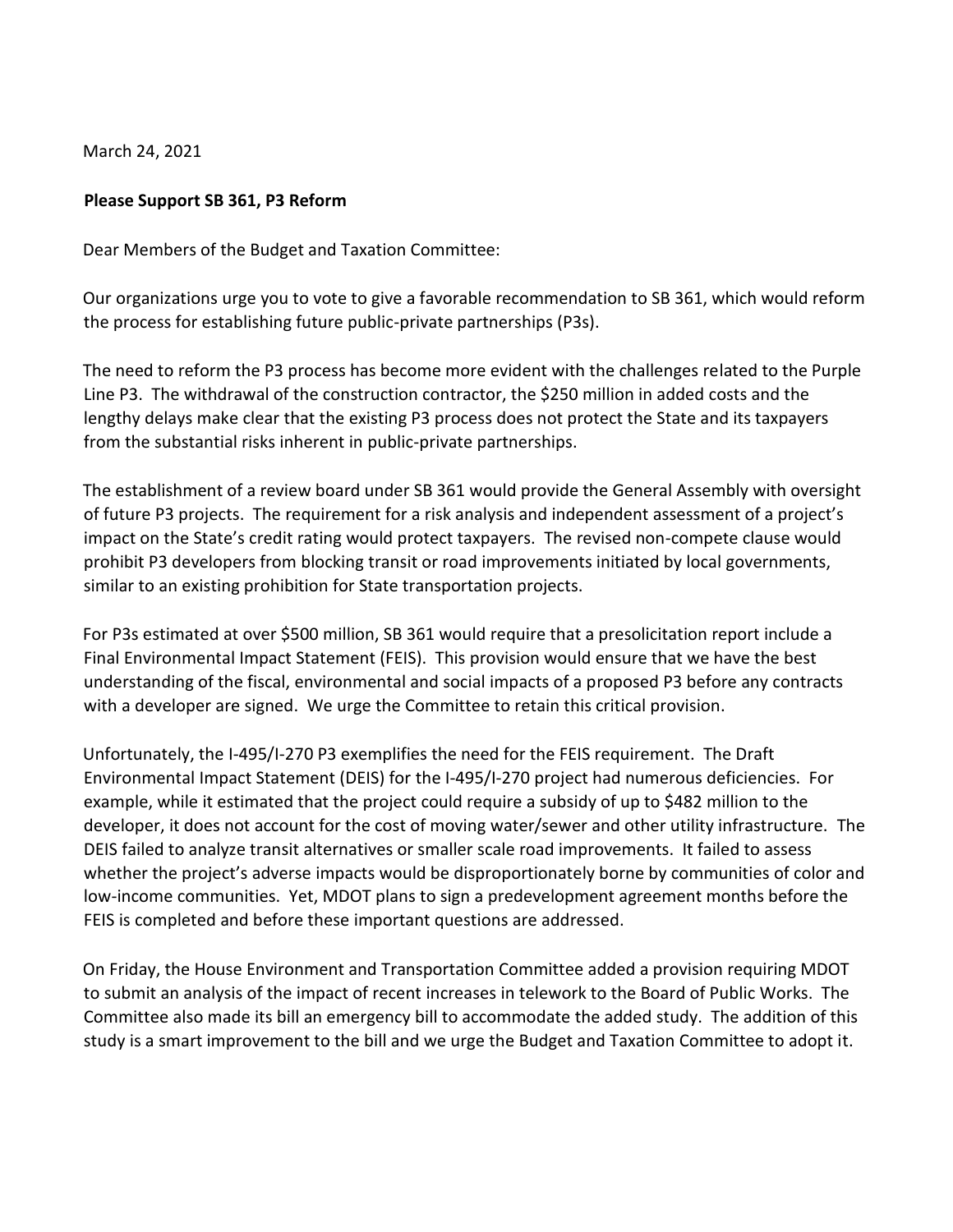March 24, 2021

**Please Support SB 361, P3 Reform**

Dear Members of the Budget and Taxation Committee:

Our organizations urge you to vote to give a favorable recommendation to SB 361, which would reform the process for establishing future public-private partnerships (P3s).

The need to reform the P3 process has become more evident with the challenges related to the Purple Line P3. The withdrawal of the construction contractor, the $250 million in added costs and the lengthy delays make clear that the existing P3 process does not protect the State and its taxpayers from the substantial risks inherent in public-private partnerships.

The establishment of a review board under SB 361 would provide the General Assembly with oversight of future P3 projects. The requirement for a risk analysis and independent assessment of a project's impact on the State's credit rating would protect taxpayers. The revised non-compete clause would prohibit P3 developers from blocking transit or road improvements initiated by local governments, similar to an existing prohibition for State transportation projects.

For P3s estimated at over $500 million, SB 361 would require that a presolicitation report include a Final Environmental Impact Statement (FEIS). This provision would ensure that we have the best understanding of the fiscal, environmental and social impacts of a proposed P3 before any contracts with a developer are signed. We urge the Committee to retain this critical provision.

Unfortunately, the I-495/I-270 P3 exemplifies the need for the FEIS requirement. The Draft Environmental Impact Statement (DEIS) for the I-495/I-270 project had numerous deficiencies. For example, while it estimated that the project could require a subsidy of up to $482 million to the developer, it does not account for the cost of moving water/sewer and other utility infrastructure. The DEIS failed to analyze transit alternatives or smaller scale road improvements. It failed to assess whether the project's adverse impacts would be disproportionately borne by communities of color and low-income communities. Yet, MDOT plans to sign a predevelopment agreement months before the FEIS is completed and before these important questions are addressed.

On Friday, the House Environment and Transportation Committee added a provision requiring MDOT to submit an analysis of the impact of recent increases in telework to the Board of Public Works. The Committee also made its bill an emergency bill to accommodate the added study. The addition of this study is a smart improvement to the bill and we urge the Budget and Taxation Committee to adopt it.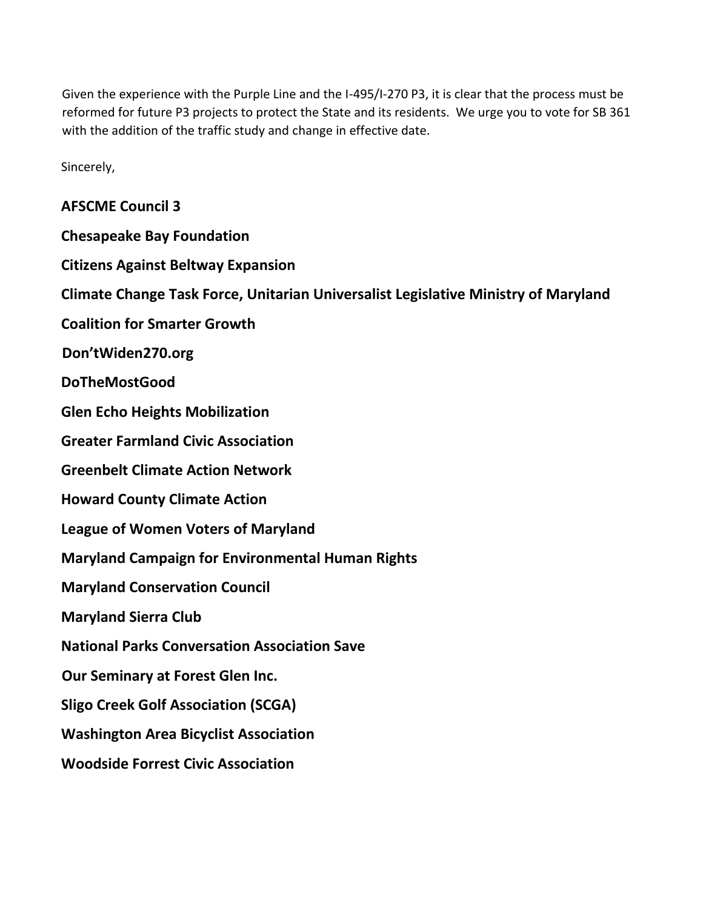Given the experience with the Purple Line and the I-495/I-270 P3, it is clear that the process must be reformed for future P3 projects to protect the State and its residents. We urge you to vote for SB 361 with the addition of the traffic study and change in effective date.

Sincerely,

**AFSCME Council 3**

**Chesapeake Bay Foundation**

**Citizens Against Beltway Expansion**

**Climate Change Task Force, Unitarian Universalist Legislative Ministry of Maryland**

**Coalition for Smarter Growth**

**Don'tWiden270.org**

**DoTheMostGood**

**Glen Echo Heights Mobilization**

**Greater Farmland Civic Association**

**Greenbelt Climate Action Network**

**Howard County Climate Action**

**League of Women Voters of Maryland**

**Maryland Campaign for Environmental Human Rights**

**Maryland Conservation Council**

**Maryland Sierra Club**

**National Parks Conversation Association Save**

**Our Seminary at Forest Glen Inc.**

**Sligo Creek Golf Association (SCGA)**

**Washington Area Bicyclist Association**

**Woodside Forrest Civic Association**